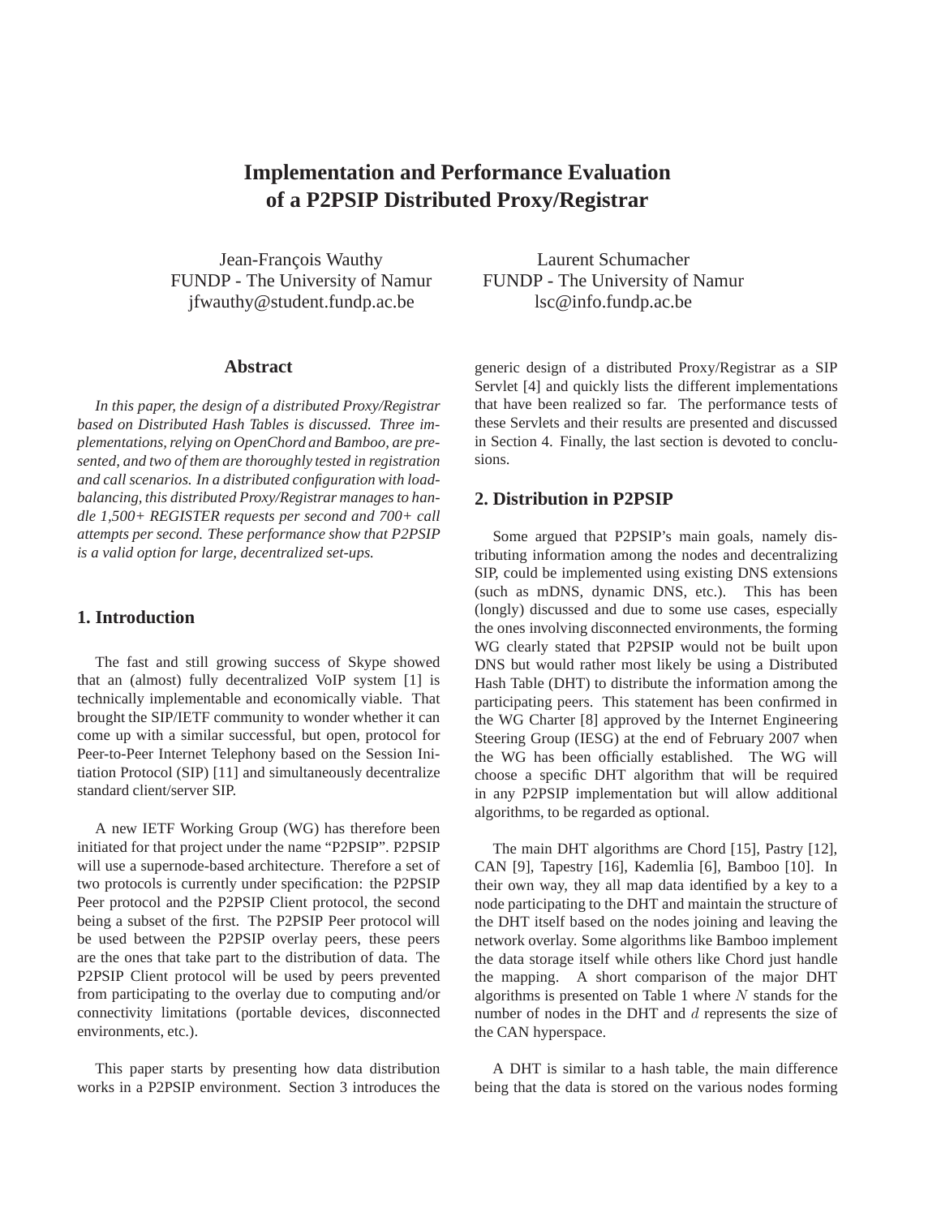# Implementation and Performance Evaluation of a P2PSIP Distributed Proxy/Registrar

Jean-François Wauthy
FUNDP - The University of Namur
jfwauthy@student.fundp.ac.be

Laurent Schumacher
FUNDP - The University of Namur
lsc@info.fundp.ac.be

## Abstract

*In this paper, the design of a distributed Proxy/Registrar based on Distributed Hash Tables is discussed. Three implementations, relying on OpenChord and Bamboo, are presented, and two of them are thoroughly tested in registration and call scenarios. In a distributed configuration with load-balancing, this distributed Proxy/Registrar manages to handle 1,500+ REGISTER requests per second and 700+ call attempts per second. These performance show that P2PSIP is a valid option for large, decentralized set-ups.*

## 1. Introduction

The fast and still growing success of Skype showed that an (almost) fully decentralized VoIP system [1] is technically implementable and economically viable. That brought the SIP/IETF community to wonder whether it can come up with a similar successful, but open, protocol for Peer-to-Peer Internet Telephony based on the Session Initiation Protocol (SIP) [11] and simultaneously decentralize standard client/server SIP.

A new IETF Working Group (WG) has therefore been initiated for that project under the name "P2PSIP". P2PSIP will use a supernode-based architecture. Therefore a set of two protocols is currently under specification: the P2PSIP Peer protocol and the P2PSIP Client protocol, the second being a subset of the first. The P2PSIP Peer protocol will be used between the P2PSIP overlay peers, these peers are the ones that take part to the distribution of data. The P2PSIP Client protocol will be used by peers prevented from participating to the overlay due to computing and/or connectivity limitations (portable devices, disconnected environments, etc.).

This paper starts by presenting how data distribution works in a P2PSIP environment. Section 3 introduces the generic design of a distributed Proxy/Registrar as a SIP Servlet [4] and quickly lists the different implementations that have been realized so far. The performance tests of these Servlets and their results are presented and discussed in Section 4. Finally, the last section is devoted to conclusions.

## 2. Distribution in P2PSIP

Some argued that P2PSIP's main goals, namely distributing information among the nodes and decentralizing SIP, could be implemented using existing DNS extensions (such as mDNS, dynamic DNS, etc.). This has been (longly) discussed and due to some use cases, especially the ones involving disconnected environments, the forming WG clearly stated that P2PSIP would not be built upon DNS but would rather most likely be using a Distributed Hash Table (DHT) to distribute the information among the participating peers. This statement has been confirmed in the WG Charter [8] approved by the Internet Engineering Steering Group (IESG) at the end of February 2007 when the WG has been officially established. The WG will choose a specific DHT algorithm that will be required in any P2PSIP implementation but will allow additional algorithms, to be regarded as optional.

The main DHT algorithms are Chord [15], Pastry [12], CAN [9], Tapestry [16], Kademlia [6], Bamboo [10]. In their own way, they all map data identified by a key to a node participating to the DHT and maintain the structure of the DHT itself based on the nodes joining and leaving the network overlay. Some algorithms like Bamboo implement the data storage itself while others like Chord just handle the mapping. A short comparison of the major DHT algorithms is presented on Table 1 where $N$ stands for the number of nodes in the DHT and $d$ represents the size of the CAN hyperspace.

A DHT is similar to a hash table, the main difference being that the data is stored on the various nodes forming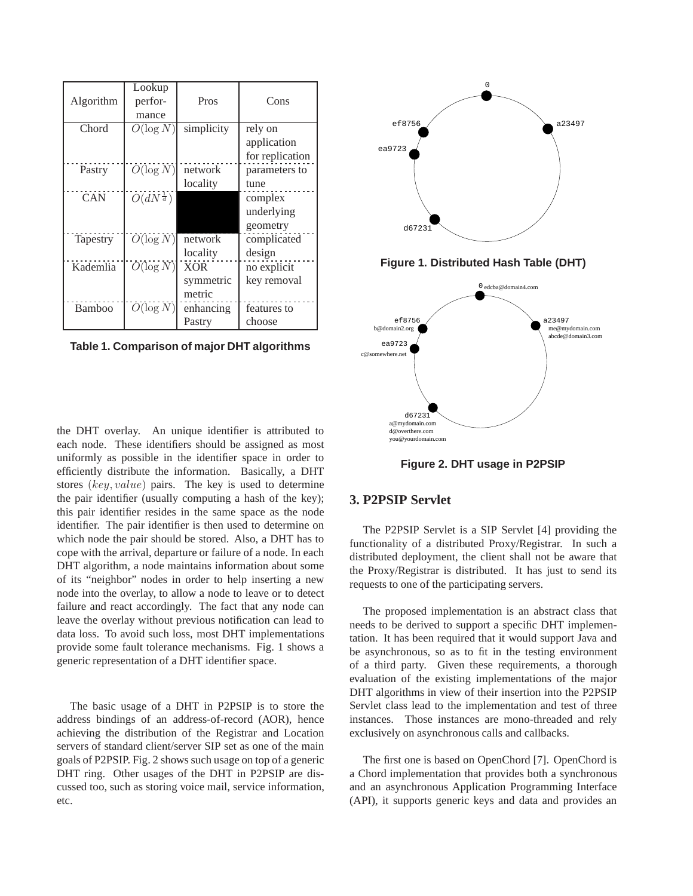| Algorithm | Lookup performance | Pros | Cons |
|---|---|---|---|
| Chord | $O(\log N)$ | simplicity | rely on application for replication |
| Pastry | $O(\log N)$ | network locality | parameters to tune |
| CAN | $O(dN^{\frac{1}{d}})$ | | complex underlying geometry |
| Tapestry | $O(\log N)$ | network locality | complicated design |
| Kademlia | $O(\log N)$ | XOR symmetric metric | no explicit key removal |
| Bamboo | $O(\log N)$ | enhancing Pastry | features to choose |

**Table 1. Comparison of major DHT algorithms**

the DHT overlay. An unique identifier is attributed to each node. These identifiers should be assigned as most uniformly as possible in the identifier space in order to efficiently distribute the information. Basically, a DHT stores $(key, value)$ pairs. The key is used to determine the pair identifier (usually computing a hash of the key); this pair identifier resides in the same space as the node identifier. The pair identifier is then used to determine on which node the pair should be stored. Also, a DHT has to cope with the arrival, departure or failure of a node. In each DHT algorithm, a node maintains information about some of its "neighbor" nodes in order to help inserting a new node into the overlay, to allow a node to leave or to detect failure and react accordingly. The fact that any node can leave the overlay without previous notification can lead to data loss. To avoid such loss, most DHT implementations provide some fault tolerance mechanisms. Fig. 1 shows a generic representation of a DHT identifier space.

The basic usage of a DHT in P2PSIP is to store the address bindings of an address-of-record (AOR), hence achieving the distribution of the Registrar and Location servers of standard client/server SIP set as one of the main goals of P2PSIP. Fig. 2 shows such usage on top of a generic DHT ring. Other usages of the DHT in P2PSIP are discussed too, such as storing voice mail, service information, etc.

**Figure 1. Distributed Hash Table (DHT)**

**Figure 2. DHT usage in P2PSIP**

## 3. P2PSIP Servlet

The P2PSIP Servlet is a SIP Servlet [4] providing the functionality of a distributed Proxy/Registrar. In such a distributed deployment, the client shall not be aware that the Proxy/Registrar is distributed. It has just to send its requests to one of the participating servers.

The proposed implementation is an abstract class that needs to be derived to support a specific DHT implementation. It has been required that it would support Java and be asynchronous, so as to fit in the testing environment of a third party. Given these requirements, a thorough evaluation of the existing implementations of the major DHT algorithms in view of their insertion into the P2PSIP Servlet class lead to the implementation and test of three instances. Those instances are mono-threaded and rely exclusively on asynchronous calls and callbacks.

The first one is based on OpenChord [7]. OpenChord is a Chord implementation that provides both a synchronous and an asynchronous Application Programming Interface (API), it supports generic keys and data and provides an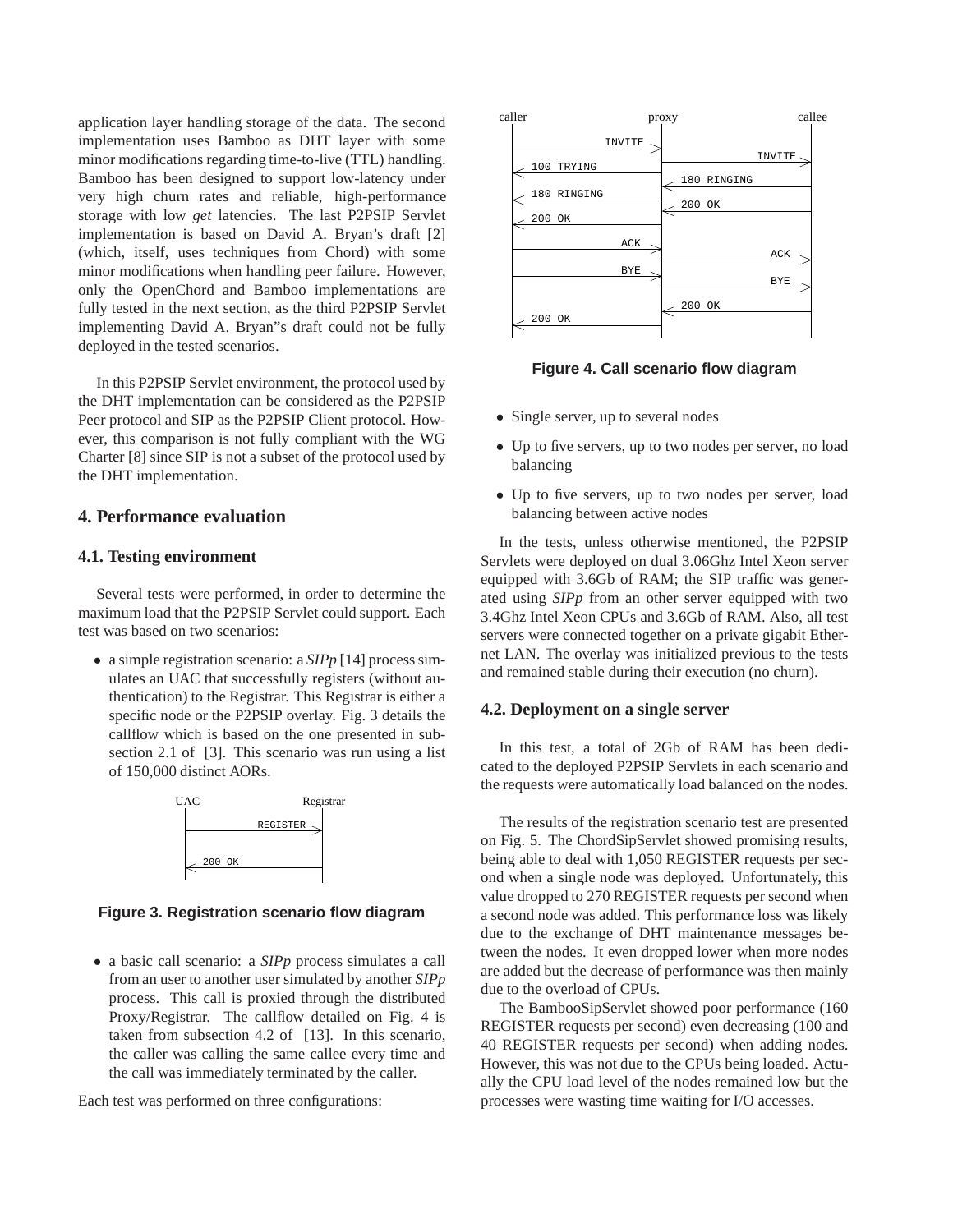application layer handling storage of the data. The second implementation uses Bamboo as DHT layer with some minor modifications regarding time-to-live (TTL) handling. Bamboo has been designed to support low-latency under very high churn rates and reliable, high-performance storage with low *get* latencies. The last P2PSIP Servlet implementation is based on David A. Bryan's draft [2] (which, itself, uses techniques from Chord) with some minor modifications when handling peer failure. However, only the OpenChord and Bamboo implementations are fully tested in the next section, as the third P2PSIP Servlet implementing David A. Bryan"s draft could not be fully deployed in the tested scenarios.

In this P2PSIP Servlet environment, the protocol used by the DHT implementation can be considered as the P2PSIP Peer protocol and SIP as the P2PSIP Client protocol. However, this comparison is not fully compliant with the WG Charter [8] since SIP is not a subset of the protocol used by the DHT implementation.

## 4. Performance evaluation

### 4.1. Testing environment

Several tests were performed, in order to determine the maximum load that the P2PSIP Servlet could support. Each test was based on two scenarios:

- a simple registration scenario: a *SIPp* [14] process simulates an UAC that successfully registers (without authentication) to the Registrar. This Registrar is either a specific node or the P2PSIP overlay. Fig. 3 details the callflow which is based on the one presented in subsection 2.1 of [3]. This scenario was run using a list of 150,000 distinct AORs.

```
UAC                 Registrar
 |       REGISTER      >|
 |                      |
 |< 200 OK              |
```

**Figure 3. Registration scenario flow diagram**

- a basic call scenario: a *SIPp* process simulates a call from an user to another user simulated by another *SIPp* process. This call is proxied through the distributed Proxy/Registrar. The callflow detailed on Fig. 4 is taken from subsection 4.2 of [13]. In this scenario, the caller was calling the same callee every time and the call was immediately terminated by the caller.

Each test was performed on three configurations:

```
caller              proxy               callee
 |       INVITE >     |                    |
 |                    |        INVITE >    |
 |< 100 TRYING        |                    |
 |                    |< 180 RINGING       |
 |< 180 RINGING       |                    |
 |                    |< 200 OK            |
 |< 200 OK            |                    |
 |          ACK >     |                    |
 |                    |           ACK >    |
 |          BYE >     |                    |
 |                    |           BYE >    |
 |                    |< 200 OK            |
 |< 200 OK            |                    |
```

**Figure 4. Call scenario flow diagram**

- Single server, up to several nodes
- Up to five servers, up to two nodes per server, no load balancing
- Up to five servers, up to two nodes per server, load balancing between active nodes

In the tests, unless otherwise mentioned, the P2PSIP Servlets were deployed on dual 3.06Ghz Intel Xeon server equipped with 3.6Gb of RAM; the SIP traffic was generated using *SIPp* from an other server equipped with two 3.4Ghz Intel Xeon CPUs and 3.6Gb of RAM. Also, all test servers were connected together on a private gigabit Ethernet LAN. The overlay was initialized previous to the tests and remained stable during their execution (no churn).

### 4.2. Deployment on a single server

In this test, a total of 2Gb of RAM has been dedicated to the deployed P2PSIP Servlets in each scenario and the requests were automatically load balanced on the nodes.

The results of the registration scenario test are presented on Fig. 5. The ChordSipServlet showed promising results, being able to deal with 1,050 REGISTER requests per second when a single node was deployed. Unfortunately, this value dropped to 270 REGISTER requests per second when a second node was added. This performance loss was likely due to the exchange of DHT maintenance messages between the nodes. It even dropped lower when more nodes are added but the decrease of performance was then mainly due to the overload of CPUs.

The BambooSipServlet showed poor performance (160 REGISTER requests per second) even decreasing (100 and 40 REGISTER requests per second) when adding nodes. However, this was not due to the CPUs being loaded. Actually the CPU load level of the nodes remained low but the processes were wasting time waiting for I/O accesses.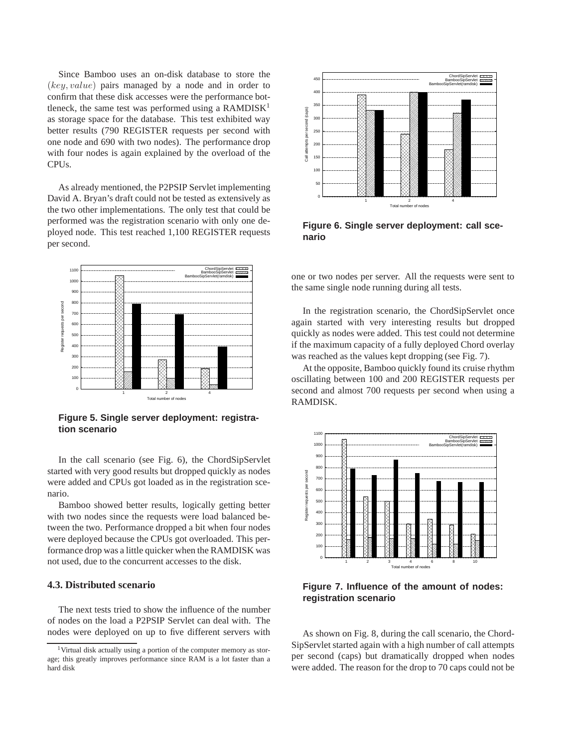Since Bamboo uses an on-disk database to store the $(key, value)$ pairs managed by a node and in order to confirm that these disk accesses were the performance bottleneck, the same test was performed using a RAMDISK[1] as storage space for the database. This test exhibited way better results (790 REGISTER requests per second with one node and 690 with two nodes). The performance drop with four nodes is again explained by the overload of the CPUs.

As already mentioned, the P2PSIP Servlet implementing David A. Bryan's draft could not be tested as extensively as the two other implementations. The only test that could be performed was the registration scenario with only one deployed node. This test reached 1,100 REGISTER requests per second.

**Figure 5. Single server deployment: registration scenario**

In the call scenario (see Fig. 6), the ChordSipServlet started with very good results but dropped quickly as nodes were added and CPUs got loaded as in the registration scenario.

Bamboo showed better results, logically getting better with two nodes since the requests were load balanced between the two. Performance dropped a bit when four nodes were deployed because the CPUs got overloaded. This performance drop was a little quicker when the RAMDISK was not used, due to the concurrent accesses to the disk.

### 4.3. Distributed scenario

The next tests tried to show the influence of the number of nodes on the load a P2PSIP Servlet can deal with. The nodes were deployed on up to five different servers with one or two nodes per server. All the requests were sent to the same single node running during all tests.

[1] Virtual disk actually using a portion of the computer memory as storage; this greatly improves performance since RAM is a lot faster than a hard disk

**Figure 6. Single server deployment: call scenario**

In the registration scenario, the ChordSipServlet once again started with very interesting results but dropped quickly as nodes were added. This test could not determine if the maximum capacity of a fully deployed Chord overlay was reached as the values kept dropping (see Fig. 7).

At the opposite, Bamboo quickly found its cruise rhythm oscillating between 100 and 200 REGISTER requests per second and almost 700 requests per second when using a RAMDISK.

**Figure 7. Influence of the amount of nodes: registration scenario**

As shown on Fig. 8, during the call scenario, the ChordSipServlet started again with a high number of call attempts per second (caps) but dramatically dropped when nodes were added. The reason for the drop to 70 caps could not be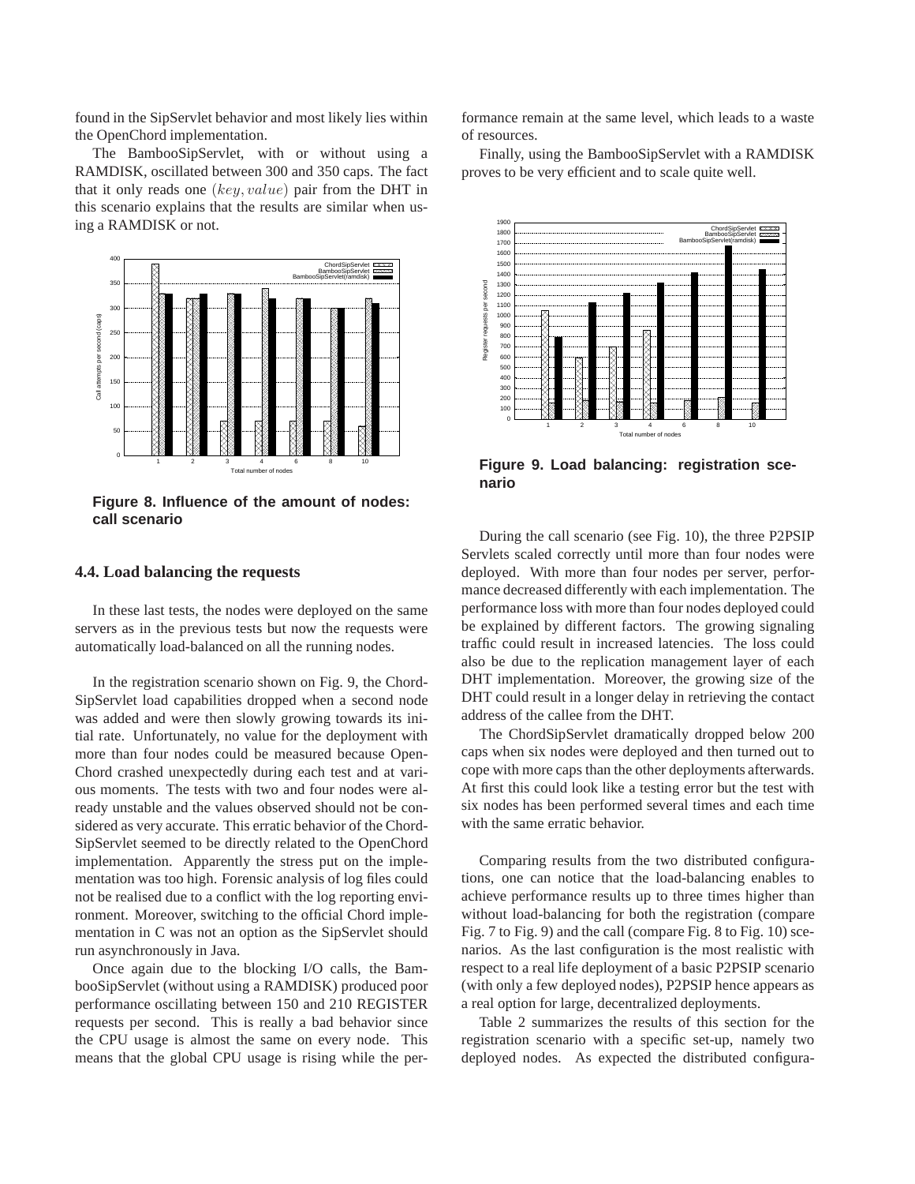found in the SipServlet behavior and most likely lies within the OpenChord implementation.

The BambooSipServlet, with or without using a RAMDISK, oscillated between 300 and 350 caps. The fact that it only reads one $(key, value)$ pair from the DHT in this scenario explains that the results are similar when using a RAMDISK or not.

**Figure 8. Influence of the amount of nodes: call scenario**

### 4.4. Load balancing the requests

In these last tests, the nodes were deployed on the same servers as in the previous tests but now the requests were automatically load-balanced on all the running nodes.

In the registration scenario shown on Fig. 9, the ChordSipServlet load capabilities dropped when a second node was added and were then slowly growing towards its initial rate. Unfortunately, no value for the deployment with more than four nodes could be measured because OpenChord crashed unexpectedly during each test and at various moments. The tests with two and four nodes were already unstable and the values observed should not be considered as very accurate. This erratic behavior of the ChordSipServlet seemed to be directly related to the OpenChord implementation. Apparently the stress put on the implementation was too high. Forensic analysis of log files could not be realised due to a conflict with the log reporting environment. Moreover, switching to the official Chord implementation in C was not an option as the SipServlet should run asynchronously in Java.

Once again due to the blocking I/O calls, the BambooSipServlet (without using a RAMDISK) produced poor performance oscillating between 150 and 210 REGISTER requests per second. This is really a bad behavior since the CPU usage is almost the same on every node. This means that the global CPU usage is rising while the performance remain at the same level, which leads to a waste of resources.

Finally, using the BambooSipServlet with a RAMDISK proves to be very efficient and to scale quite well.

**Figure 9. Load balancing: registration scenario**

During the call scenario (see Fig. 10), the three P2PSIP Servlets scaled correctly until more than four nodes were deployed. With more than four nodes per server, performance decreased differently with each implementation. The performance loss with more than four nodes deployed could be explained by different factors. The growing signaling traffic could result in increased latencies. The loss could also be due to the replication management layer of each DHT implementation. Moreover, the growing size of the DHT could result in a longer delay in retrieving the contact address of the callee from the DHT.

The ChordSipServlet dramatically dropped below 200 caps when six nodes were deployed and then turned out to cope with more caps than the other deployments afterwards. At first this could look like a testing error but the test with six nodes has been performed several times and each time with the same erratic behavior.

Comparing results from the two distributed configurations, one can notice that the load-balancing enables to achieve performance results up to three times higher than without load-balancing for both the registration (compare Fig. 7 to Fig. 9) and the call (compare Fig. 8 to Fig. 10) scenarios. As the last configuration is the most realistic with respect to a real life deployment of a basic P2PSIP scenario (with only a few deployed nodes), P2PSIP hence appears as a real option for large, decentralized deployments.

Table 2 summarizes the results of this section for the registration scenario with a specific set-up, namely two deployed nodes. As expected the distributed configura-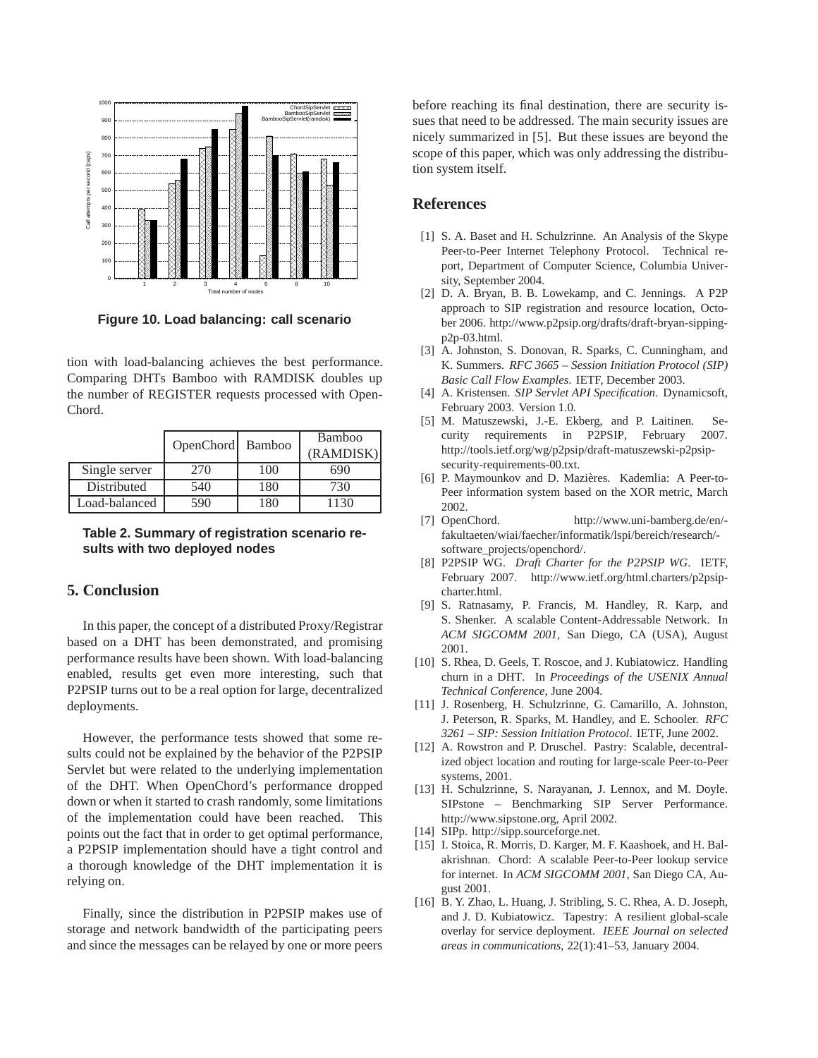1000
900
800
700
600
500
400
300
200
100
0

Call attempts per second (caps)

1 2 3 4 6 8 10

Total number of nodes

ChordSipServlet
BambooSipServlet
BambooSipServlet(ramdisk)

**Figure 10. Load balancing: call scenario**

tion with load-balancing achieves the best performance. Comparing DHTs Bamboo with RAMDISK doubles up the number of REGISTER requests processed with OpenChord.

| | OpenChord | Bamboo | Bamboo (RAMDISK) |
|---|---|---|---|
| Single server | 270 | 100 | 690 |
| Distributed | 540 | 180 | 730 |
| Load-balanced | 590 | 180 | 1130 |

**Table 2. Summary of registration scenario results with two deployed nodes**

## 5. Conclusion

In this paper, the concept of a distributed Proxy/Registrar based on a DHT has been demonstrated, and promising performance results have been shown. With load-balancing enabled, results get even more interesting, such that P2PSIP turns out to be a real option for large, decentralized deployments.

However, the performance tests showed that some results could not be explained by the behavior of the P2PSIP Servlet but were related to the underlying implementation of the DHT. When OpenChord's performance dropped down or when it started to crash randomly, some limitations of the implementation could have been reached. This points out the fact that in order to get optimal performance, a P2PSIP implementation should have a tight control and a thorough knowledge of the DHT implementation it is relying on.

Finally, since the distribution in P2PSIP makes use of storage and network bandwidth of the participating peers and since the messages can be relayed by one or more peers before reaching its final destination, there are security issues that need to be addressed. The main security issues are nicely summarized in [5]. But these issues are beyond the scope of this paper, which was only addressing the distribution system itself.

## References

[1] S. A. Baset and H. Schulzrinne. An Analysis of the Skype Peer-to-Peer Internet Telephony Protocol. Technical report, Department of Computer Science, Columbia University, September 2004.

[2] D. A. Bryan, B. B. Lowekamp, and C. Jennings. A P2P approach to SIP registration and resource location, October 2006. http://www.p2psip.org/drafts/draft-bryan-sipping-p2p-03.html.

[3] A. Johnston, S. Donovan, R. Sparks, C. Cunningham, and K. Summers. *RFC 3665 – Session Initiation Protocol (SIP) Basic Call Flow Examples*. IETF, December 2003.

[4] A. Kristensen. *SIP Servlet API Specification*. Dynamicsoft, February 2003. Version 1.0.

[5] M. Matuszewski, J.-E. Ekberg, and P. Laitinen. Security requirements in P2PSIP, February 2007. http://tools.ietf.org/wg/p2psip/draft-matuszewski-p2psip-security-requirements-00.txt.

[6] P. Maymounkov and D. Mazières. Kademlia: A Peer-to-Peer information system based on the XOR metric, March 2002.

[7] OpenChord. http://www.uni-bamberg.de/en/-fakultaeten/wiai/faecher/informatik/lspi/bereich/research/-software_projects/openchord/.

[8] P2PSIP WG. *Draft Charter for the P2PSIP WG*. IETF, February 2007. http://www.ietf.org/html.charters/p2psip-charter.html.

[9] S. Ratnasamy, P. Francis, M. Handley, R. Karp, and S. Shenker. A scalable Content-Addressable Network. In *ACM SIGCOMM 2001*, San Diego, CA (USA), August 2001.

[10] S. Rhea, D. Geels, T. Roscoe, and J. Kubiatowicz. Handling churn in a DHT. In *Proceedings of the USENIX Annual Technical Conference*, June 2004.

[11] J. Rosenberg, H. Schulzrinne, G. Camarillo, A. Johnston, J. Peterson, R. Sparks, M. Handley, and E. Schooler. *RFC 3261 – SIP: Session Initiation Protocol*. IETF, June 2002.

[12] A. Rowstron and P. Druschel. Pastry: Scalable, decentralized object location and routing for large-scale Peer-to-Peer systems, 2001.

[13] H. Schulzrinne, S. Narayanan, J. Lennox, and M. Doyle. SIPstone – Benchmarking SIP Server Performance. http://www.sipstone.org, April 2002.

[14] SIPp. http://sipp.sourceforge.net.

[15] I. Stoica, R. Morris, D. Karger, M. F. Kaashoek, and H. Balakrishnan. Chord: A scalable Peer-to-Peer lookup service for internet. In *ACM SIGCOMM 2001*, San Diego CA, August 2001.

[16] B. Y. Zhao, L. Huang, J. Stribling, S. C. Rhea, A. D. Joseph, and J. D. Kubiatowicz. Tapestry: A resilient global-scale overlay for service deployment. *IEEE Journal on selected areas in communications*, 22(1):41–53, January 2004.